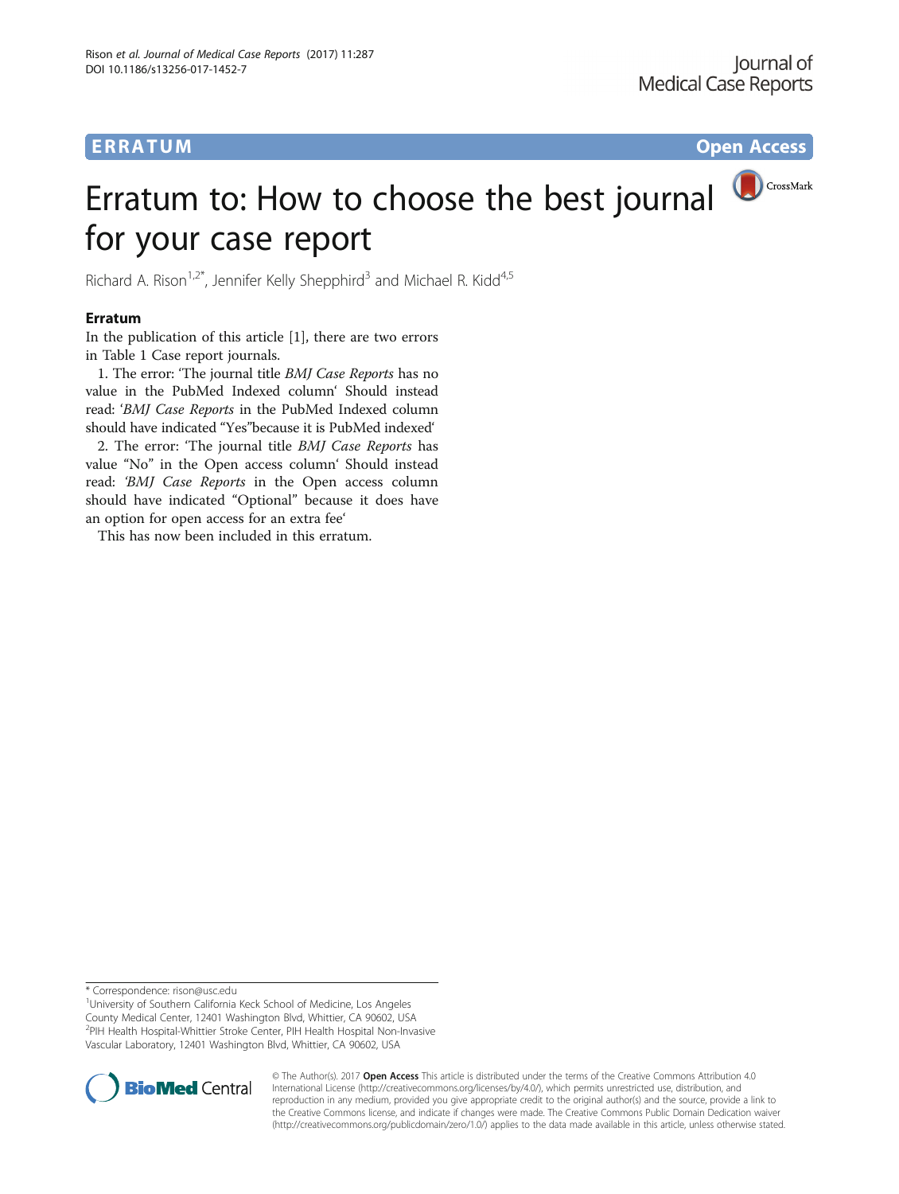ERRATUM

Open Access

# Erratum to: How to choose the best journal for your case report

Richard A. Rison[1,2*], Jennifer Kelly Shepphird[3] and Michael R. Kidd[4,5]

## Erratum

In the publication of this article [1], there are two errors in Table 1 Case report journals.

1. The error: 'The journal title *BMJ Case Reports* has no value in the PubMed Indexed column' Should instead read: '*BMJ Case Reports* in the PubMed Indexed column should have indicated "Yes"because it is PubMed indexed'

2. The error: 'The journal title *BMJ Case Reports* has value "No" in the Open access column' Should instead read: '*BMJ Case Reports* in the Open access column should have indicated "Optional" because it does have an option for open access for an extra fee'

This has now been included in this erratum.

---

\* Correspondence: rison@usc.edu

[1]University of Southern California Keck School of Medicine, Los Angeles County Medical Center, 12401 Washington Blvd, Whittier, CA 90602, USA

[2]PIH Health Hospital-Whittier Stroke Center, PIH Health Hospital Non-Invasive Vascular Laboratory, 12401 Washington Blvd, Whittier, CA 90602, USA

© The Author(s). 2017 **Open Access** This article is distributed under the terms of the Creative Commons Attribution 4.0 International License (http://creativecommons.org/licenses/by/4.0/), which permits unrestricted use, distribution, and reproduction in any medium, provided you give appropriate credit to the original author(s) and the source, provide a link to the Creative Commons license, and indicate if changes were made. The Creative Commons Public Domain Dedication waiver (http://creativecommons.org/publicdomain/zero/1.0/) applies to the data made available in this article, unless otherwise stated.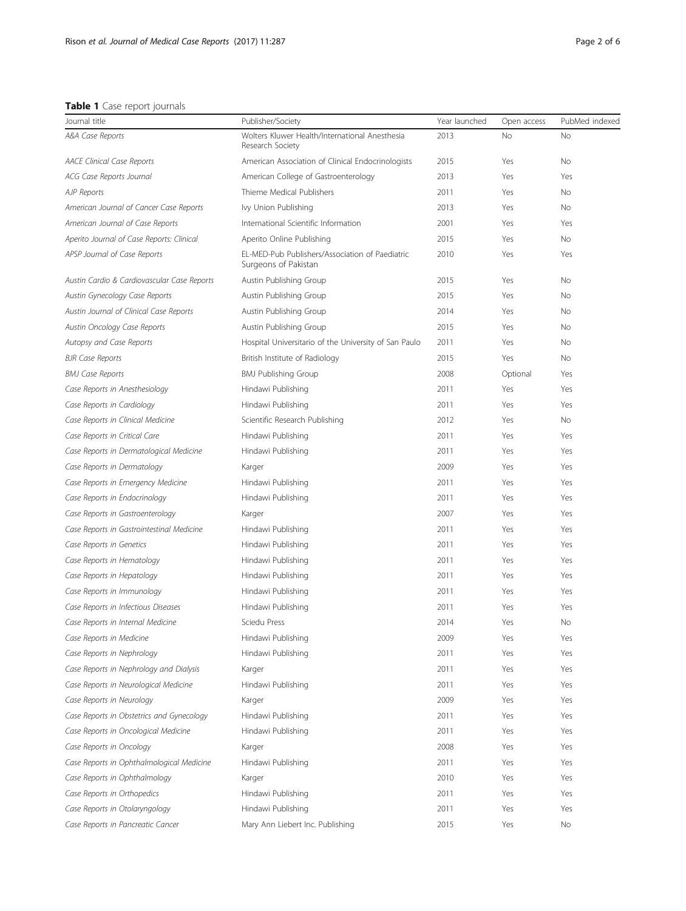**Table 1** Case report journals

| Journal title | Publisher/Society | Year launched | Open access | PubMed indexed |
|---|---|---|---|---|
| *A&A Case Reports* | Wolters Kluwer Health/International Anesthesia Research Society | 2013 | No | No |
| *AACE Clinical Case Reports* | American Association of Clinical Endocrinologists | 2015 | Yes | No |
| *ACG Case Reports Journal* | American College of Gastroenterology | 2013 | Yes | Yes |
| *AJP Reports* | Thieme Medical Publishers | 2011 | Yes | No |
| *American Journal of Cancer Case Reports* | Ivy Union Publishing | 2013 | Yes | No |
| *American Journal of Case Reports* | International Scientific Information | 2001 | Yes | Yes |
| *Aperito Journal of Case Reports: Clinical* | Aperito Online Publishing | 2015 | Yes | No |
| *APSP Journal of Case Reports* | EL-MED-Pub Publishers/Association of Paediatric Surgeons of Pakistan | 2010 | Yes | Yes |
| *Austin Cardio & Cardiovascular Case Reports* | Austin Publishing Group | 2015 | Yes | No |
| *Austin Gynecology Case Reports* | Austin Publishing Group | 2015 | Yes | No |
| *Austin Journal of Clinical Case Reports* | Austin Publishing Group | 2014 | Yes | No |
| *Austin Oncology Case Reports* | Austin Publishing Group | 2015 | Yes | No |
| *Autopsy and Case Reports* | Hospital Universitario of the University of San Paulo | 2011 | Yes | No |
| *BJR Case Reports* | British Institute of Radiology | 2015 | Yes | No |
| *BMJ Case Reports* | BMJ Publishing Group | 2008 | Optional | Yes |
| *Case Reports in Anesthesiology* | Hindawi Publishing | 2011 | Yes | Yes |
| *Case Reports in Cardiology* | Hindawi Publishing | 2011 | Yes | Yes |
| *Case Reports in Clinical Medicine* | Scientific Research Publishing | 2012 | Yes | No |
| *Case Reports in Critical Care* | Hindawi Publishing | 2011 | Yes | Yes |
| *Case Reports in Dermatological Medicine* | Hindawi Publishing | 2011 | Yes | Yes |
| *Case Reports in Dermatology* | Karger | 2009 | Yes | Yes |
| *Case Reports in Emergency Medicine* | Hindawi Publishing | 2011 | Yes | Yes |
| *Case Reports in Endocrinology* | Hindawi Publishing | 2011 | Yes | Yes |
| *Case Reports in Gastroenterology* | Karger | 2007 | Yes | Yes |
| *Case Reports in Gastrointestinal Medicine* | Hindawi Publishing | 2011 | Yes | Yes |
| *Case Reports in Genetics* | Hindawi Publishing | 2011 | Yes | Yes |
| *Case Reports in Hematology* | Hindawi Publishing | 2011 | Yes | Yes |
| *Case Reports in Hepatology* | Hindawi Publishing | 2011 | Yes | Yes |
| *Case Reports in Immunology* | Hindawi Publishing | 2011 | Yes | Yes |
| *Case Reports in Infectious Diseases* | Hindawi Publishing | 2011 | Yes | Yes |
| *Case Reports in Internal Medicine* | Sciedu Press | 2014 | Yes | No |
| *Case Reports in Medicine* | Hindawi Publishing | 2009 | Yes | Yes |
| *Case Reports in Nephrology* | Hindawi Publishing | 2011 | Yes | Yes |
| *Case Reports in Nephrology and Dialysis* | Karger | 2011 | Yes | Yes |
| *Case Reports in Neurological Medicine* | Hindawi Publishing | 2011 | Yes | Yes |
| *Case Reports in Neurology* | Karger | 2009 | Yes | Yes |
| *Case Reports in Obstetrics and Gynecology* | Hindawi Publishing | 2011 | Yes | Yes |
| *Case Reports in Oncological Medicine* | Hindawi Publishing | 2011 | Yes | Yes |
| *Case Reports in Oncology* | Karger | 2008 | Yes | Yes |
| *Case Reports in Ophthalmological Medicine* | Hindawi Publishing | 2011 | Yes | Yes |
| *Case Reports in Ophthalmology* | Karger | 2010 | Yes | Yes |
| *Case Reports in Orthopedics* | Hindawi Publishing | 2011 | Yes | Yes |
| *Case Reports in Otolaryngology* | Hindawi Publishing | 2011 | Yes | Yes |
| *Case Reports in Pancreatic Cancer* | Mary Ann Liebert Inc. Publishing | 2015 | Yes | No |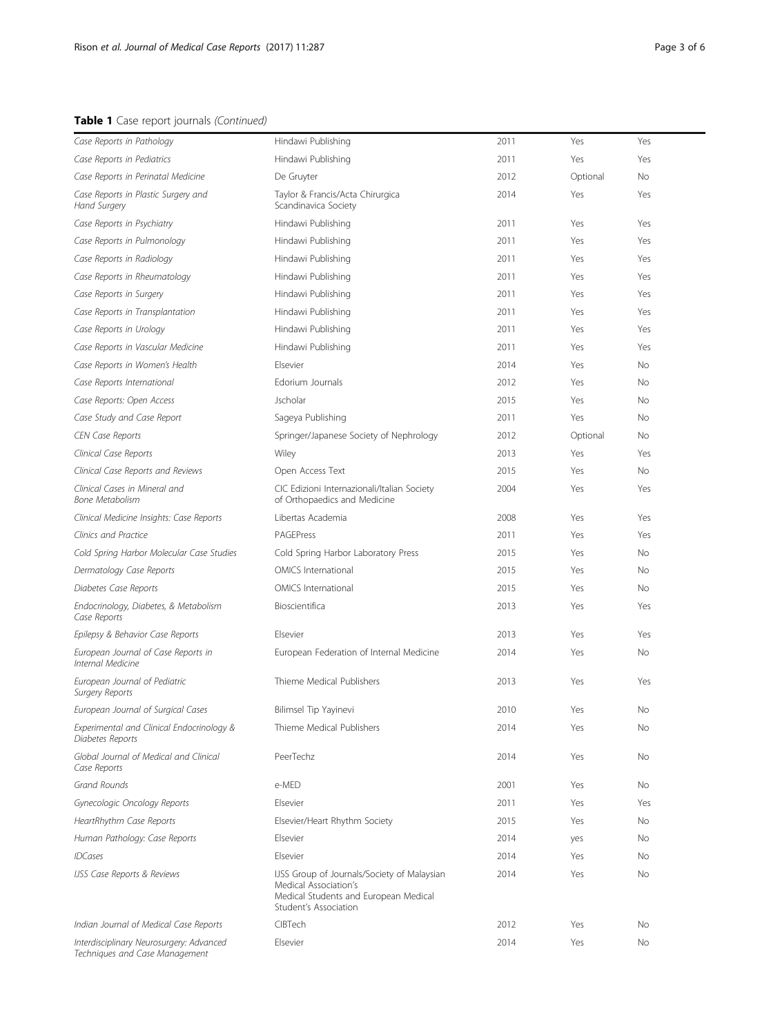**Table 1** Case report journals *(Continued)*

| | | | | |
|---|---|---|---|---|
| *Case Reports in Pathology* | Hindawi Publishing | 2011 | Yes | Yes |
| *Case Reports in Pediatrics* | Hindawi Publishing | 2011 | Yes | Yes |
| *Case Reports in Perinatal Medicine* | De Gruyter | 2012 | Optional | No |
| *Case Reports in Plastic Surgery and Hand Surgery* | Taylor & Francis/Acta Chirurgica Scandinavica Society | 2014 | Yes | Yes |
| *Case Reports in Psychiatry* | Hindawi Publishing | 2011 | Yes | Yes |
| *Case Reports in Pulmonology* | Hindawi Publishing | 2011 | Yes | Yes |
| *Case Reports in Radiology* | Hindawi Publishing | 2011 | Yes | Yes |
| *Case Reports in Rheumatology* | Hindawi Publishing | 2011 | Yes | Yes |
| *Case Reports in Surgery* | Hindawi Publishing | 2011 | Yes | Yes |
| *Case Reports in Transplantation* | Hindawi Publishing | 2011 | Yes | Yes |
| *Case Reports in Urology* | Hindawi Publishing | 2011 | Yes | Yes |
| *Case Reports in Vascular Medicine* | Hindawi Publishing | 2011 | Yes | Yes |
| *Case Reports in Women's Health* | Elsevier | 2014 | Yes | No |
| *Case Reports International* | Edorium Journals | 2012 | Yes | No |
| *Case Reports: Open Access* | Jscholar | 2015 | Yes | No |
| *Case Study and Case Report* | Sageya Publishing | 2011 | Yes | No |
| *CEN Case Reports* | Springer/Japanese Society of Nephrology | 2012 | Optional | No |
| *Clinical Case Reports* | Wiley | 2013 | Yes | Yes |
| *Clinical Case Reports and Reviews* | Open Access Text | 2015 | Yes | No |
| *Clinical Cases in Mineral and Bone Metabolism* | CIC Edizioni Internazionali/Italian Society of Orthopaedics and Medicine | 2004 | Yes | Yes |
| *Clinical Medicine Insights: Case Reports* | Libertas Academia | 2008 | Yes | Yes |
| *Clinics and Practice* | PAGEPress | 2011 | Yes | Yes |
| *Cold Spring Harbor Molecular Case Studies* | Cold Spring Harbor Laboratory Press | 2015 | Yes | No |
| *Dermatology Case Reports* | OMICS International | 2015 | Yes | No |
| *Diabetes Case Reports* | OMICS International | 2015 | Yes | No |
| *Endocrinology, Diabetes, & Metabolism Case Reports* | Bioscientifica | 2013 | Yes | Yes |
| *Epilepsy & Behavior Case Reports* | Elsevier | 2013 | Yes | Yes |
| *European Journal of Case Reports in Internal Medicine* | European Federation of Internal Medicine | 2014 | Yes | No |
| *European Journal of Pediatric Surgery Reports* | Thieme Medical Publishers | 2013 | Yes | Yes |
| *European Journal of Surgical Cases* | Bilimsel Tip Yayinevi | 2010 | Yes | No |
| *Experimental and Clinical Endocrinology & Diabetes Reports* | Thieme Medical Publishers | 2014 | Yes | No |
| *Global Journal of Medical and Clinical Case Reports* | PeerTechz | 2014 | Yes | No |
| *Grand Rounds* | e-MED | 2001 | Yes | No |
| *Gynecologic Oncology Reports* | Elsevier | 2011 | Yes | Yes |
| *HeartRhythm Case Reports* | Elsevier/Heart Rhythm Society | 2015 | Yes | No |
| *Human Pathology: Case Reports* | Elsevier | 2014 | yes | No |
| *IDCases* | Elsevier | 2014 | Yes | No |
| *IJSS Case Reports & Reviews* | IJSS Group of Journals/Society of Malaysian Medical Association's Medical Students and European Medical Student's Association | 2014 | Yes | No |
| *Indian Journal of Medical Case Reports* | CIBTech | 2012 | Yes | No |
| *Interdisciplinary Neurosurgery: Advanced Techniques and Case Management* | Elsevier | 2014 | Yes | No |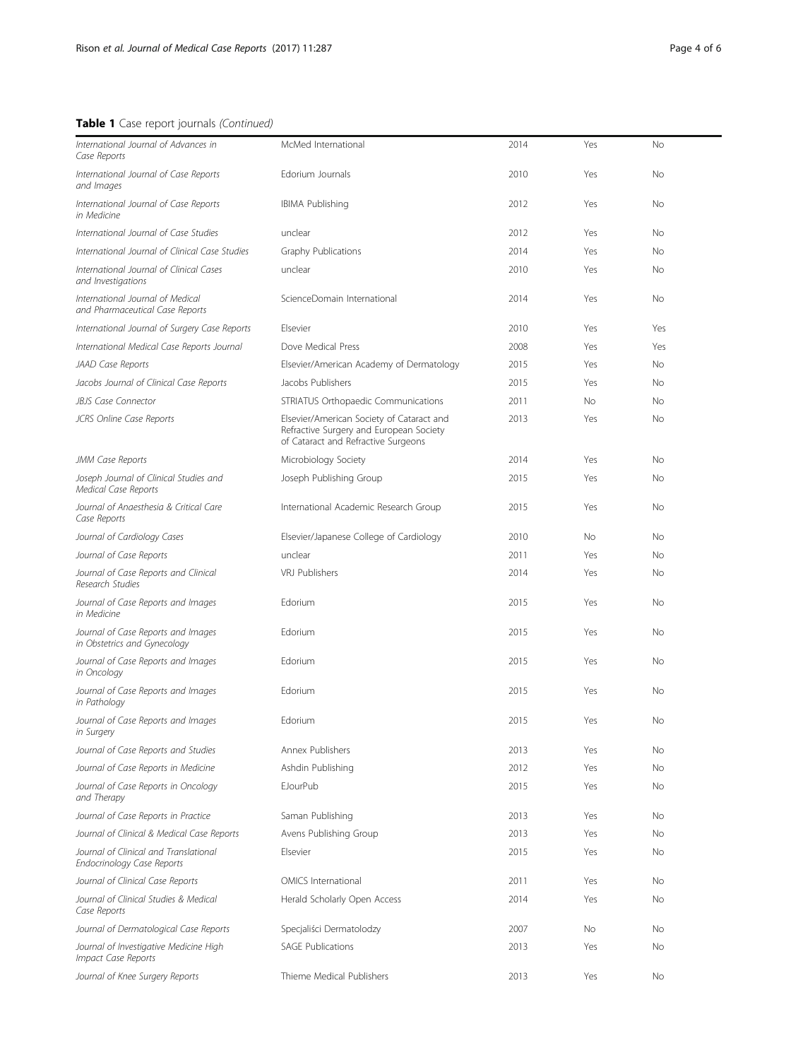**Table 1** Case report journals *(Continued)*

| | | | | |
|---|---|---|---|---|
| *International Journal of Advances in Case Reports* | McMed International | 2014 | Yes | No |
| *International Journal of Case Reports and Images* | Edorium Journals | 2010 | Yes | No |
| *International Journal of Case Reports in Medicine* | IBIMA Publishing | 2012 | Yes | No |
| *International Journal of Case Studies* | unclear | 2012 | Yes | No |
| *International Journal of Clinical Case Studies* | Graphy Publications | 2014 | Yes | No |
| *International Journal of Clinical Cases and Investigations* | unclear | 2010 | Yes | No |
| *International Journal of Medical and Pharmaceutical Case Reports* | ScienceDomain International | 2014 | Yes | No |
| *International Journal of Surgery Case Reports* | Elsevier | 2010 | Yes | Yes |
| *International Medical Case Reports Journal* | Dove Medical Press | 2008 | Yes | Yes |
| *JAAD Case Reports* | Elsevier/American Academy of Dermatology | 2015 | Yes | No |
| *Jacobs Journal of Clinical Case Reports* | Jacobs Publishers | 2015 | Yes | No |
| *JBJS Case Connector* | STRIATUS Orthopaedic Communications | 2011 | No | No |
| *JCRS Online Case Reports* | Elsevier/American Society of Cataract and Refractive Surgery and European Society of Cataract and Refractive Surgeons | 2013 | Yes | No |
| *JMM Case Reports* | Microbiology Society | 2014 | Yes | No |
| *Joseph Journal of Clinical Studies and Medical Case Reports* | Joseph Publishing Group | 2015 | Yes | No |
| *Journal of Anaesthesia & Critical Care Case Reports* | International Academic Research Group | 2015 | Yes | No |
| *Journal of Cardiology Cases* | Elsevier/Japanese College of Cardiology | 2010 | No | No |
| *Journal of Case Reports* | unclear | 2011 | Yes | No |
| *Journal of Case Reports and Clinical Research Studies* | VRJ Publishers | 2014 | Yes | No |
| *Journal of Case Reports and Images in Medicine* | Edorium | 2015 | Yes | No |
| *Journal of Case Reports and Images in Obstetrics and Gynecology* | Edorium | 2015 | Yes | No |
| *Journal of Case Reports and Images in Oncology* | Edorium | 2015 | Yes | No |
| *Journal of Case Reports and Images in Pathology* | Edorium | 2015 | Yes | No |
| *Journal of Case Reports and Images in Surgery* | Edorium | 2015 | Yes | No |
| *Journal of Case Reports and Studies* | Annex Publishers | 2013 | Yes | No |
| *Journal of Case Reports in Medicine* | Ashdin Publishing | 2012 | Yes | No |
| *Journal of Case Reports in Oncology and Therapy* | EJourPub | 2015 | Yes | No |
| *Journal of Case Reports in Practice* | Saman Publishing | 2013 | Yes | No |
| *Journal of Clinical & Medical Case Reports* | Avens Publishing Group | 2013 | Yes | No |
| *Journal of Clinical and Translational Endocrinology Case Reports* | Elsevier | 2015 | Yes | No |
| *Journal of Clinical Case Reports* | OMICS International | 2011 | Yes | No |
| *Journal of Clinical Studies & Medical Case Reports* | Herald Scholarly Open Access | 2014 | Yes | No |
| *Journal of Dermatological Case Reports* | Specjaliści Dermatolodzy | 2007 | No | No |
| *Journal of Investigative Medicine High Impact Case Reports* | SAGE Publications | 2013 | Yes | No |
| *Journal of Knee Surgery Reports* | Thieme Medical Publishers | 2013 | Yes | No |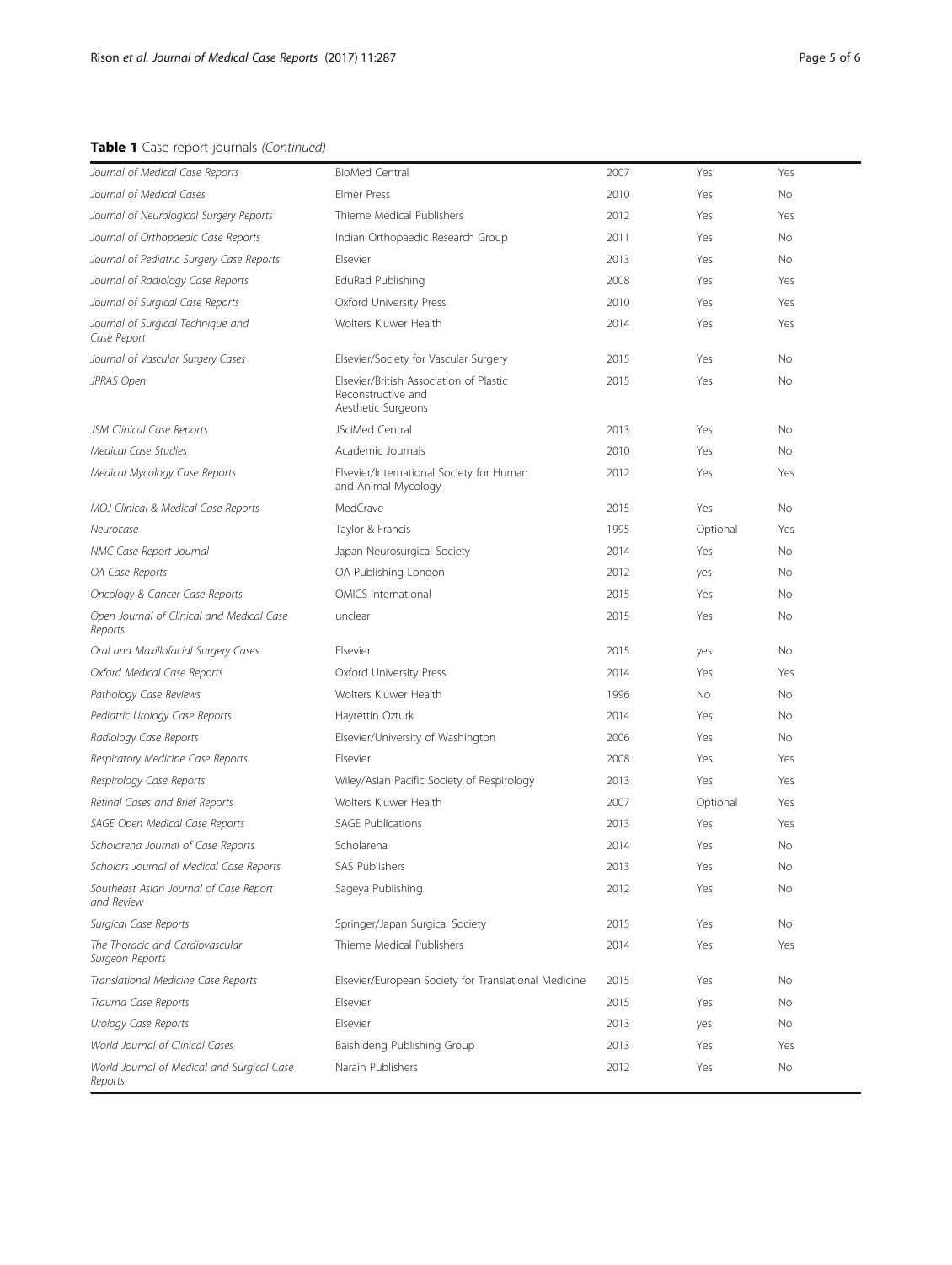**Table 1** Case report journals *(Continued)*

| | | | | |
|---|---|---|---|---|
| *Journal of Medical Case Reports* | BioMed Central | 2007 | Yes | Yes |
| *Journal of Medical Cases* | Elmer Press | 2010 | Yes | No |
| *Journal of Neurological Surgery Reports* | Thieme Medical Publishers | 2012 | Yes | Yes |
| *Journal of Orthopaedic Case Reports* | Indian Orthopaedic Research Group | 2011 | Yes | No |
| *Journal of Pediatric Surgery Case Reports* | Elsevier | 2013 | Yes | No |
| *Journal of Radiology Case Reports* | EduRad Publishing | 2008 | Yes | Yes |
| *Journal of Surgical Case Reports* | Oxford University Press | 2010 | Yes | Yes |
| *Journal of Surgical Technique and Case Report* | Wolters Kluwer Health | 2014 | Yes | Yes |
| *Journal of Vascular Surgery Cases* | Elsevier/Society for Vascular Surgery | 2015 | Yes | No |
| *JPRAS Open* | Elsevier/British Association of Plastic Reconstructive and Aesthetic Surgeons | 2015 | Yes | No |
| *JSM Clinical Case Reports* | JSciMed Central | 2013 | Yes | No |
| *Medical Case Studies* | Academic Journals | 2010 | Yes | No |
| *Medical Mycology Case Reports* | Elsevier/International Society for Human and Animal Mycology | 2012 | Yes | Yes |
| *MOJ Clinical & Medical Case Reports* | MedCrave | 2015 | Yes | No |
| *Neurocase* | Taylor & Francis | 1995 | Optional | Yes |
| *NMC Case Report Journal* | Japan Neurosurgical Society | 2014 | Yes | No |
| *OA Case Reports* | OA Publishing London | 2012 | yes | No |
| *Oncology & Cancer Case Reports* | OMICS International | 2015 | Yes | No |
| *Open Journal of Clinical and Medical Case Reports* | unclear | 2015 | Yes | No |
| *Oral and Maxillofacial Surgery Cases* | Elsevier | 2015 | yes | No |
| *Oxford Medical Case Reports* | Oxford University Press | 2014 | Yes | Yes |
| *Pathology Case Reviews* | Wolters Kluwer Health | 1996 | No | No |
| *Pediatric Urology Case Reports* | Hayrettin Ozturk | 2014 | Yes | No |
| *Radiology Case Reports* | Elsevier/University of Washington | 2006 | Yes | No |
| *Respiratory Medicine Case Reports* | Elsevier | 2008 | Yes | Yes |
| *Respirology Case Reports* | Wiley/Asian Pacific Society of Respirology | 2013 | Yes | Yes |
| *Retinal Cases and Brief Reports* | Wolters Kluwer Health | 2007 | Optional | Yes |
| *SAGE Open Medical Case Reports* | SAGE Publications | 2013 | Yes | Yes |
| *Scholarena Journal of Case Reports* | Scholarena | 2014 | Yes | No |
| *Scholars Journal of Medical Case Reports* | SAS Publishers | 2013 | Yes | No |
| *Southeast Asian Journal of Case Report and Review* | Sageya Publishing | 2012 | Yes | No |
| *Surgical Case Reports* | Springer/Japan Surgical Society | 2015 | Yes | No |
| *The Thoracic and Cardiovascular Surgeon Reports* | Thieme Medical Publishers | 2014 | Yes | Yes |
| *Translational Medicine Case Reports* | Elsevier/European Society for Translational Medicine | 2015 | Yes | No |
| *Trauma Case Reports* | Elsevier | 2015 | Yes | No |
| *Urology Case Reports* | Elsevier | 2013 | yes | No |
| *World Journal of Clinical Cases* | Baishideng Publishing Group | 2013 | Yes | Yes |
| *World Journal of Medical and Surgical Case Reports* | Narain Publishers | 2012 | Yes | No |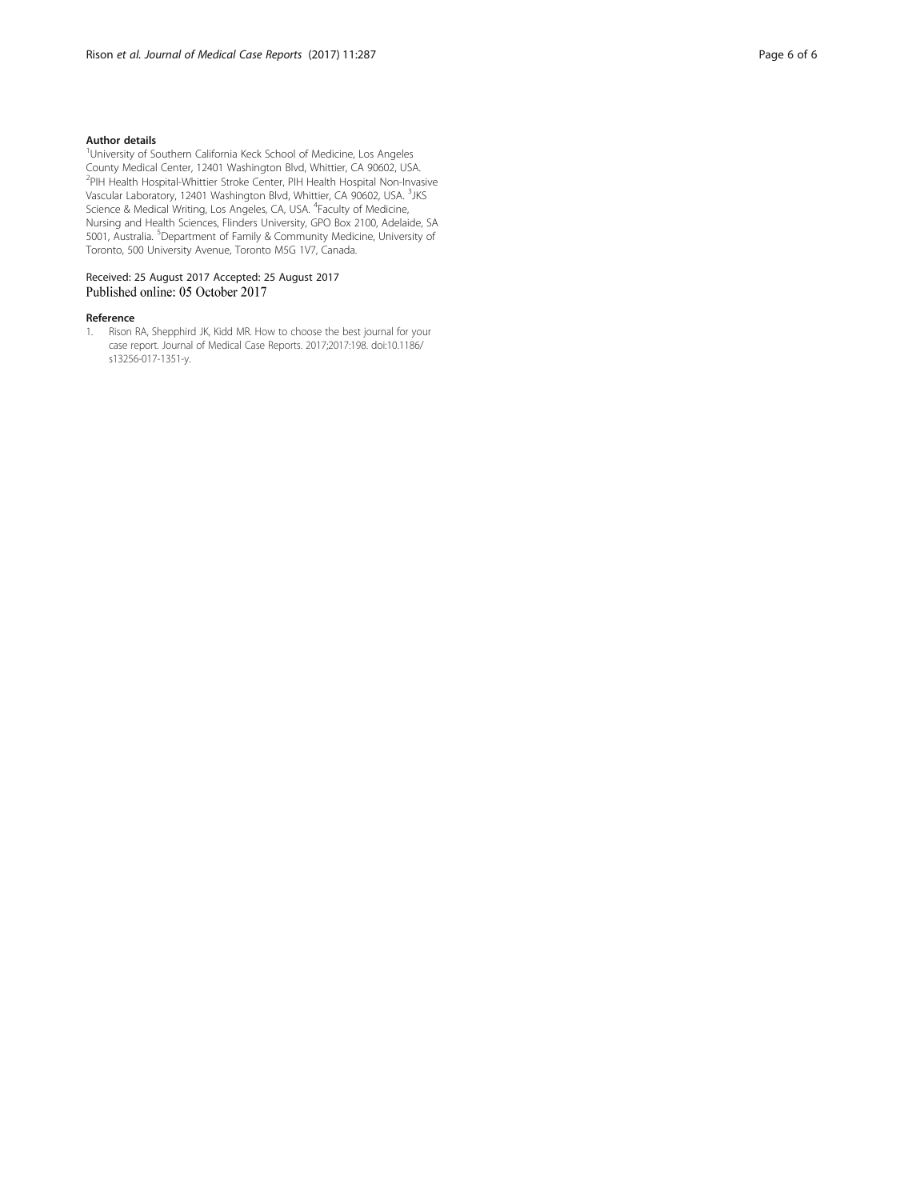#### Author details

[1]University of Southern California Keck School of Medicine, Los Angeles County Medical Center, 12401 Washington Blvd, Whittier, CA 90602, USA. [2]PIH Health Hospital-Whittier Stroke Center, PIH Health Hospital Non-Invasive Vascular Laboratory, 12401 Washington Blvd, Whittier, CA 90602, USA. [3]JKS Science & Medical Writing, Los Angeles, CA, USA. [4]Faculty of Medicine, Nursing and Health Sciences, Flinders University, GPO Box 2100, Adelaide, SA 5001, Australia. [5]Department of Family & Community Medicine, University of Toronto, 500 University Avenue, Toronto M5G 1V7, Canada.

Received: 25 August 2017 Accepted: 25 August 2017
Published online: 05 October 2017

#### Reference

1. Rison RA, Shepphird JK, Kidd MR. How to choose the best journal for your case report. Journal of Medical Case Reports. 2017;2017:198. doi:10.1186/s13256-017-1351-y.